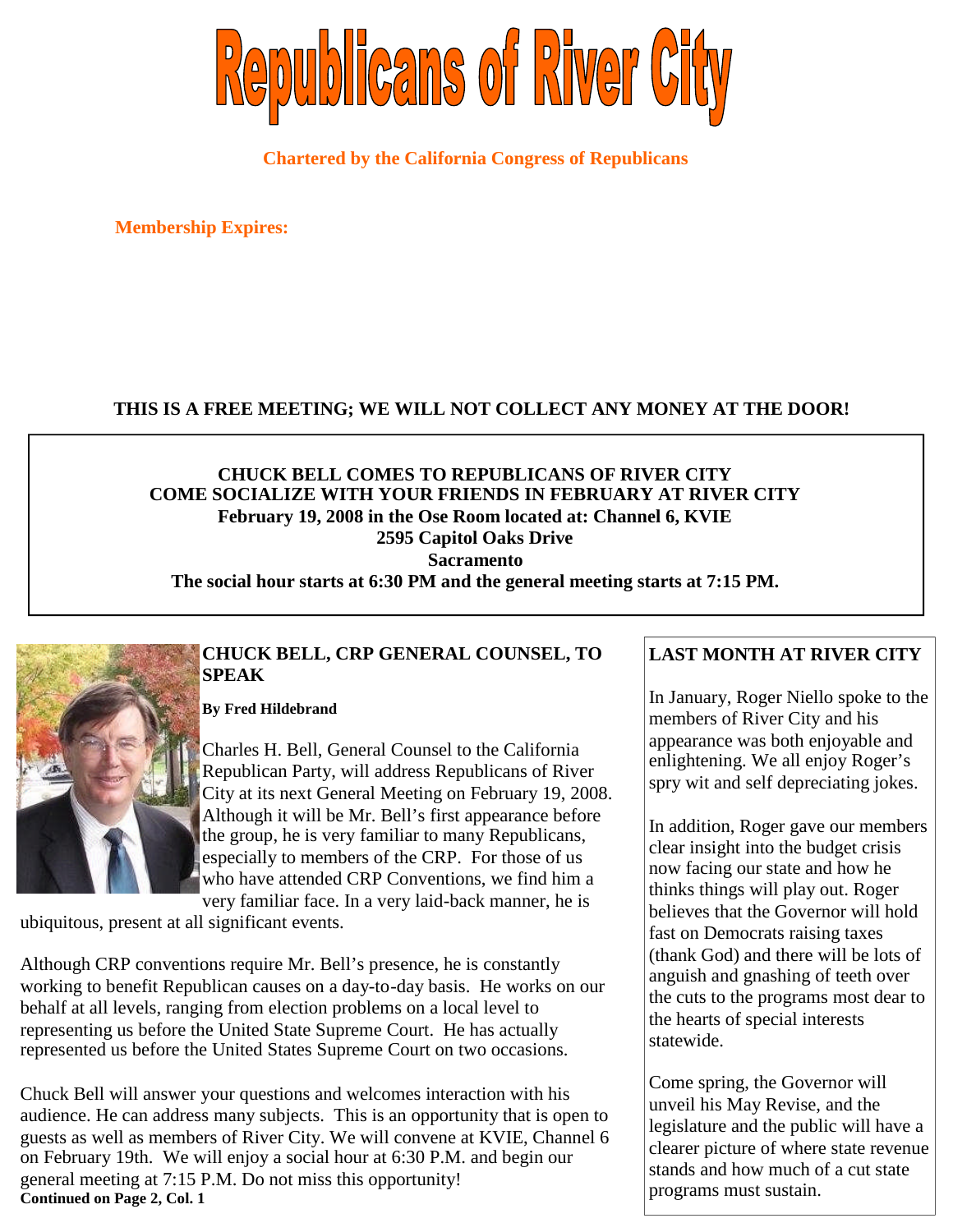# Republicans of River City

**Chartered by the California Congress of Republicans**

**Membership Expires:**

**THIS IS A FREE MEETING; WE WILL NOT COLLECT ANY MONEY AT THE DOOR!**

**CHUCK BELL COMES TO REPUBLICANS OF RIVER CITY**
**COME SOCIALIZE WITH YOUR FRIENDS IN FEBRUARY AT RIVER CITY**
**February 19, 2008 in the Ose Room located at: Channel 6, KVIE**
**2595 Capitol Oaks Drive**
**Sacramento**
**The social hour starts at 6:30 PM and the general meeting starts at 7:15 PM.**

## CHUCK BELL, CRP GENERAL COUNSEL, TO SPEAK

**By Fred Hildebrand**

Charles H. Bell, General Counsel to the California Republican Party, will address Republicans of River City at its next General Meeting on February 19, 2008. Although it will be Mr. Bell's first appearance before the group, he is very familiar to many Republicans, especially to members of the CRP. For those of us who have attended CRP Conventions, we find him a very familiar face. In a very laid-back manner, he is ubiquitous, present at all significant events.

Although CRP conventions require Mr. Bell's presence, he is constantly working to benefit Republican causes on a day-to-day basis. He works on our behalf at all levels, ranging from election problems on a local level to representing us before the United State Supreme Court. He has actually represented us before the United States Supreme Court on two occasions.

Chuck Bell will answer your questions and welcomes interaction with his audience. He can address many subjects. This is an opportunity that is open to guests as well as members of River City. We will convene at KVIE, Channel 6 on February 19th. We will enjoy a social hour at 6:30 P.M. and begin our general meeting at 7:15 P.M. Do not miss this opportunity!

**Continued on Page 2, Col. 1**

## LAST MONTH AT RIVER CITY

In January, Roger Niello spoke to the members of River City and his appearance was both enjoyable and enlightening. We all enjoy Roger's spry wit and self depreciating jokes.

In addition, Roger gave our members clear insight into the budget crisis now facing our state and how he thinks things will play out. Roger believes that the Governor will hold fast on Democrats raising taxes (thank God) and there will be lots of anguish and gnashing of teeth over the cuts to the programs most dear to the hearts of special interests statewide.

Come spring, the Governor will unveil his May Revise, and the legislature and the public will have a clearer picture of where state revenue stands and how much of a cut state programs must sustain.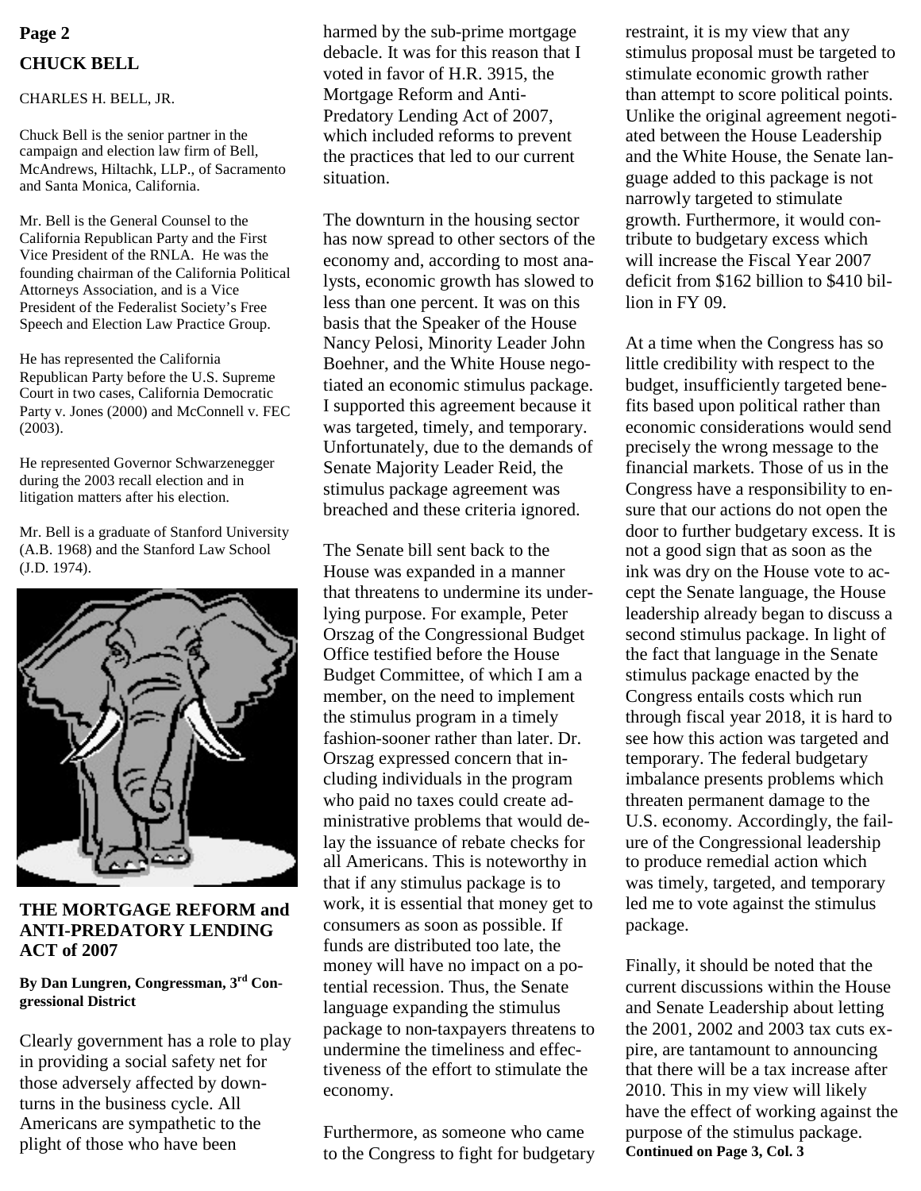## CHUCK BELL

CHARLES H. BELL, JR.

Chuck Bell is the senior partner in the campaign and election law firm of Bell, McAndrews, Hiltachk, LLP., of Sacramento and Santa Monica, California.

Mr. Bell is the General Counsel to the California Republican Party and the First Vice President of the RNLA. He was the founding chairman of the California Political Attorneys Association, and is a Vice President of the Federalist Society's Free Speech and Election Law Practice Group.

He has represented the California Republican Party before the U.S. Supreme Court in two cases, California Democratic Party v. Jones (2000) and McConnell v. FEC (2003).

He represented Governor Schwarzenegger during the 2003 recall election and in litigation matters after his election.

Mr. Bell is a graduate of Stanford University (A.B. 1968) and the Stanford Law School (J.D. 1974).

## THE MORTGAGE REFORM and ANTI-PREDATORY LENDING ACT of 2007

**By Dan Lungren, Congressman, 3rd Congressional District**

Clearly government has a role to play in providing a social safety net for those adversely affected by downturns in the business cycle. All Americans are sympathetic to the plight of those who have been harmed by the sub-prime mortgage debacle. It was for this reason that I voted in favor of H.R. 3915, the Mortgage Reform and Anti-Predatory Lending Act of 2007, which included reforms to prevent the practices that led to our current situation.

The downturn in the housing sector has now spread to other sectors of the economy and, according to most analysts, economic growth has slowed to less than one percent. It was on this basis that the Speaker of the House Nancy Pelosi, Minority Leader John Boehner, and the White House negotiated an economic stimulus package. I supported this agreement because it was targeted, timely, and temporary. Unfortunately, due to the demands of Senate Majority Leader Reid, the stimulus package agreement was breached and these criteria ignored.

The Senate bill sent back to the House was expanded in a manner that threatens to undermine its underlying purpose. For example, Peter Orszag of the Congressional Budget Office testified before the House Budget Committee, of which I am a member, on the need to implement the stimulus program in a timely fashion-sooner rather than later. Dr. Orszag expressed concern that including individuals in the program who paid no taxes could create administrative problems that would delay the issuance of rebate checks for all Americans. This is noteworthy in that if any stimulus package is to work, it is essential that money get to consumers as soon as possible. If funds are distributed too late, the money will have no impact on a potential recession. Thus, the Senate language expanding the stimulus package to non-taxpayers threatens to undermine the timeliness and effectiveness of the effort to stimulate the economy.

Furthermore, as someone who came to the Congress to fight for budgetary restraint, it is my view that any stimulus proposal must be targeted to stimulate economic growth rather than attempt to score political points. Unlike the original agreement negotiated between the House Leadership and the White House, the Senate language added to this package is not narrowly targeted to stimulate growth. Furthermore, it would contribute to budgetary excess which will increase the Fiscal Year 2007 deficit from $162 billion to $410 billion in FY 09.

At a time when the Congress has so little credibility with respect to the budget, insufficiently targeted benefits based upon political rather than economic considerations would send precisely the wrong message to the financial markets. Those of us in the Congress have a responsibility to ensure that our actions do not open the door to further budgetary excess. It is not a good sign that as soon as the ink was dry on the House vote to accept the Senate language, the House leadership already began to discuss a second stimulus package. In light of the fact that language in the Senate stimulus package enacted by the Congress entails costs which run through fiscal year 2018, it is hard to see how this action was targeted and temporary. The federal budgetary imbalance presents problems which threaten permanent damage to the U.S. economy. Accordingly, the failure of the Congressional leadership to produce remedial action which was timely, targeted, and temporary led me to vote against the stimulus package.

Finally, it should be noted that the current discussions within the House and Senate Leadership about letting the 2001, 2002 and 2003 tax cuts expire, are tantamount to announcing that there will be a tax increase after 2010. This in my view will likely have the effect of working against the purpose of the stimulus package.

**Continued on Page 3, Col. 3**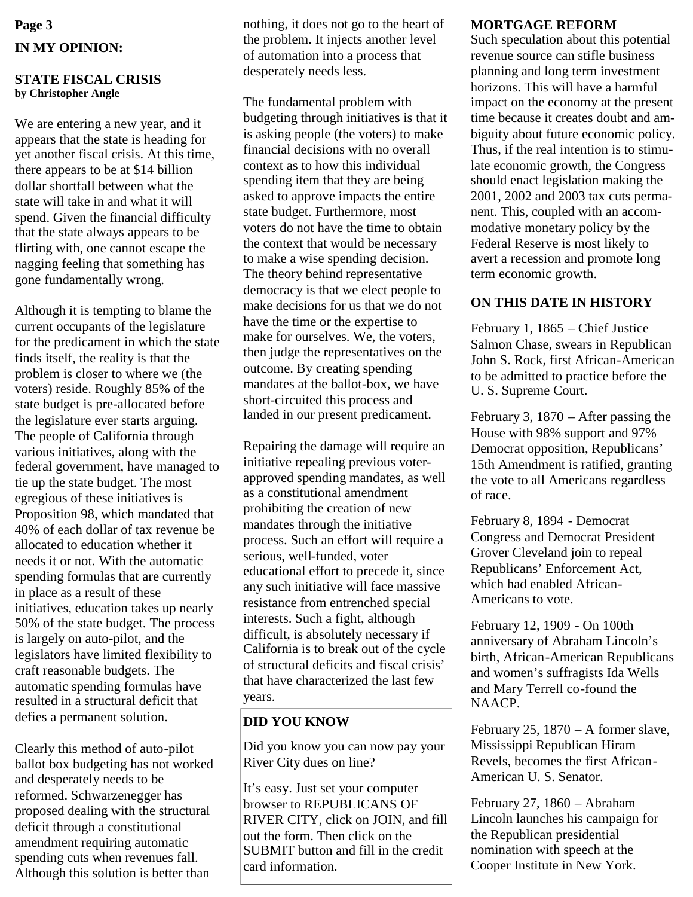## IN MY OPINION:

### STATE FISCAL CRISIS

**by Christopher Angle**

We are entering a new year, and it appears that the state is heading for yet another fiscal crisis. At this time, there appears to be at $14 billion dollar shortfall between what the state will take in and what it will spend. Given the financial difficulty that the state always appears to be flirting with, one cannot escape the nagging feeling that something has gone fundamentally wrong.

Although it is tempting to blame the current occupants of the legislature for the predicament in which the state finds itself, the reality is that the problem is closer to where we (the voters) reside. Roughly 85% of the state budget is pre-allocated before the legislature ever starts arguing. The people of California through various initiatives, along with the federal government, have managed to tie up the state budget. The most egregious of these initiatives is Proposition 98, which mandated that 40% of each dollar of tax revenue be allocated to education whether it needs it or not. With the automatic spending formulas that are currently in place as a result of these initiatives, education takes up nearly 50% of the state budget. The process is largely on auto-pilot, and the legislators have limited flexibility to craft reasonable budgets. The automatic spending formulas have resulted in a structural deficit that defies a permanent solution.

Clearly this method of auto-pilot ballot box budgeting has not worked and desperately needs to be reformed. Schwarzenegger has proposed dealing with the structural deficit through a constitutional amendment requiring automatic spending cuts when revenues fall. Although this solution is better than nothing, it does not go to the heart of the problem. It injects another level of automation into a process that desperately needs less.

The fundamental problem with budgeting through initiatives is that it is asking people (the voters) to make financial decisions with no overall context as to how this individual spending item that they are being asked to approve impacts the entire state budget. Furthermore, most voters do not have the time to obtain the context that would be necessary to make a wise spending decision. The theory behind representative democracy is that we elect people to make decisions for us that we do not have the time or the expertise to make for ourselves. We, the voters, then judge the representatives on the outcome. By creating spending mandates at the ballot-box, we have short-circuited this process and landed in our present predicament.

Repairing the damage will require an initiative repealing previous voter-approved spending mandates, as well as a constitutional amendment prohibiting the creation of new mandates through the initiative process. Such an effort will require a serious, well-funded, voter educational effort to precede it, since any such initiative will face massive resistance from entrenched special interests. Such a fight, although difficult, is absolutely necessary if California is to break out of the cycle of structural deficits and fiscal crisis' that have characterized the last few years.

### DID YOU KNOW

Did you know you can now pay your River City dues on line?

It's easy. Just set your computer browser to REPUBLICANS OF RIVER CITY, click on JOIN, and fill out the form. Then click on the SUBMIT button and fill in the credit card information.

### MORTGAGE REFORM

Such speculation about this potential revenue source can stifle business planning and long term investment horizons. This will have a harmful impact on the economy at the present time because it creates doubt and ambiguity about future economic policy. Thus, if the real intention is to stimulate economic growth, the Congress should enact legislation making the 2001, 2002 and 2003 tax cuts permanent. This, coupled with an accommodative monetary policy by the Federal Reserve is most likely to avert a recession and promote long term economic growth.

### ON THIS DATE IN HISTORY

February 1, 1865 – Chief Justice Salmon Chase, swears in Republican John S. Rock, first African-American to be admitted to practice before the U. S. Supreme Court.

February 3, 1870 – After passing the House with 98% support and 97% Democrat opposition, Republicans' 15th Amendment is ratified, granting the vote to all Americans regardless of race.

February 8, 1894 - Democrat Congress and Democrat President Grover Cleveland join to repeal Republicans' Enforcement Act, which had enabled African-Americans to vote.

February 12, 1909 - On 100th anniversary of Abraham Lincoln's birth, African-American Republicans and women's suffragists Ida Wells and Mary Terrell co-found the NAACP.

February 25, 1870 – A former slave, Mississippi Republican Hiram Revels, becomes the first African-American U. S. Senator.

February 27, 1860 – Abraham Lincoln launches his campaign for the Republican presidential nomination with speech at the Cooper Institute in New York.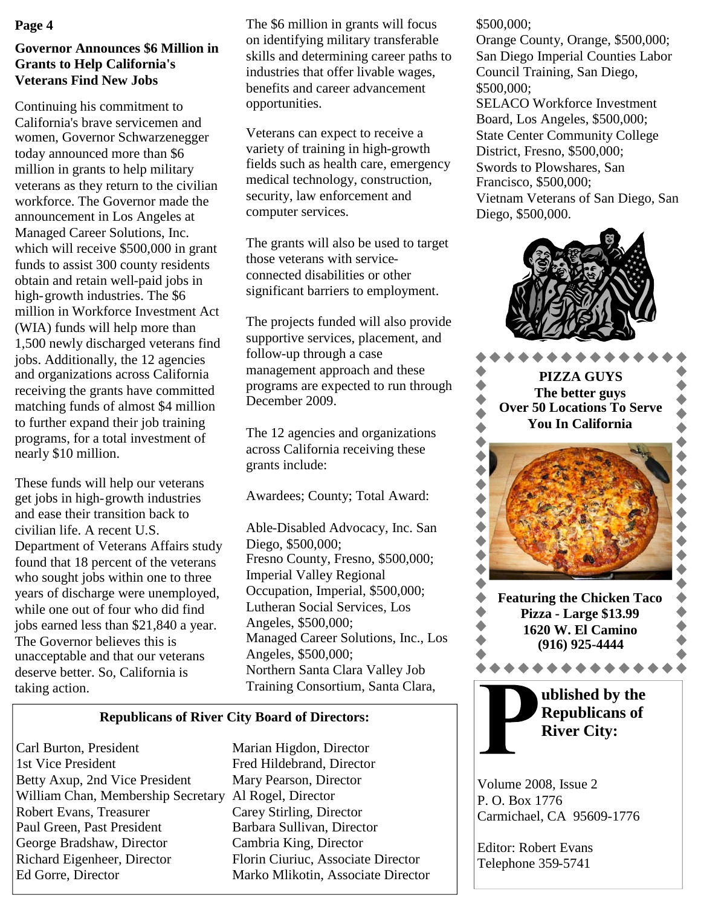## Governor Announces $6 Million in Grants to Help California's Veterans Find New Jobs

Continuing his commitment to California's brave servicemen and women, Governor Schwarzenegger today announced more than $6 million in grants to help military veterans as they return to the civilian workforce. The Governor made the announcement in Los Angeles at Managed Career Solutions, Inc. which will receive $500,000 in grant funds to assist 300 county residents obtain and retain well-paid jobs in high-growth industries. The $6 million in Workforce Investment Act (WIA) funds will help more than 1,500 newly discharged veterans find jobs. Additionally, the 12 agencies and organizations across California receiving the grants have committed matching funds of almost $4 million to further expand their job training programs, for a total investment of nearly $10 million.

These funds will help our veterans get jobs in high-growth industries and ease their transition back to civilian life. A recent U.S. Department of Veterans Affairs study found that 18 percent of the veterans who sought jobs within one to three years of discharge were unemployed, while one out of four who did find jobs earned less than $21,840 a year. The Governor believes this is unacceptable and that our veterans deserve better. So, California is taking action.

The $6 million in grants will focus on identifying military transferable skills and determining career paths to industries that offer livable wages, benefits and career advancement opportunities.

Veterans can expect to receive a variety of training in high-growth fields such as health care, emergency medical technology, construction, security, law enforcement and computer services.

The grants will also be used to target those veterans with service-connected disabilities or other significant barriers to employment.

The projects funded will also provide supportive services, placement, and follow-up through a case management approach and these programs are expected to run through December 2009.

The 12 agencies and organizations across California receiving these grants include:

Awardees; County; Total Award:

Able-Disabled Advocacy, Inc. San Diego, $500,000;
Fresno County, Fresno, $500,000;
Imperial Valley Regional Occupation, Imperial, $500,000;
Lutheran Social Services, Los Angeles, $500,000;
Managed Career Solutions, Inc., Los Angeles, $500,000;
Northern Santa Clara Valley Job Training Consortium, Santa Clara, $500,000;
Orange County, Orange, $500,000;
San Diego Imperial Counties Labor Council Training, San Diego, $500,000;
SELACO Workforce Investment Board, Los Angeles, $500,000;
State Center Community College District, Fresno, $500,000;
Swords to Plowshares, San Francisco, $500,000;
Vietnam Veterans of San Diego, San Diego, $500,000.

**PIZZA GUYS**
**The better guys**
**Over 50 Locations To Serve You In California**

**Featuring the Chicken Taco Pizza - Large $13.99**
**1620 W. El Camino**
**(916) 925-4444**

**Republicans of River City Board of Directors:**

Carl Burton, President
1st Vice President
Betty Axup, 2nd Vice President
William Chan, Membership Secretary
Robert Evans, Treasurer
Paul Green, Past President
George Bradshaw, Director
Richard Eigenheer, Director
Ed Gorre, Director
Marian Higdon, Director
Fred Hildebrand, Director
Mary Pearson, Director
Al Rogel, Director
Carey Stirling, Director
Barbara Sullivan, Director
Cambria King, Director
Florin Ciuriuc, Associate Director
Marko Mlikotin, Associate Director

**Published by the Republicans of River City:**

Volume 2008, Issue 2
P. O. Box 1776
Carmichael, CA 95609-1776

Editor: Robert Evans
Telephone 359-5741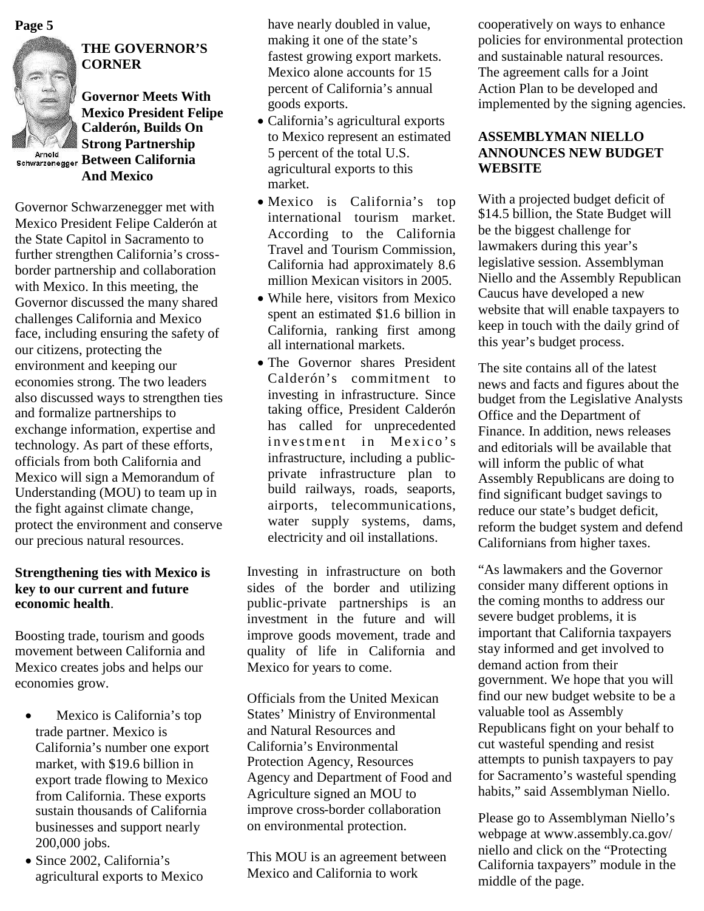## THE GOVERNOR'S CORNER

Arnold Schwarzenegger

### Governor Meets With Mexico President Felipe Calderón, Builds On Strong Partnership Between California And Mexico

Governor Schwarzenegger met with Mexico President Felipe Calderón at the State Capitol in Sacramento to further strengthen California's cross-border partnership and collaboration with Mexico. In this meeting, the Governor discussed the many shared challenges California and Mexico face, including ensuring the safety of our citizens, protecting the environment and keeping our economies strong. The two leaders also discussed ways to strengthen ties and formalize partnerships to exchange information, expertise and technology. As part of these efforts, officials from both California and Mexico will sign a Memorandum of Understanding (MOU) to team up in the fight against climate change, protect the environment and conserve our precious natural resources.

**Strengthening ties with Mexico is key to our current and future economic health**.

Boosting trade, tourism and goods movement between California and Mexico creates jobs and helps our economies grow.

- Mexico is California's top trade partner. Mexico is California's number one export market, with $19.6 billion in export trade flowing to Mexico from California. These exports sustain thousands of California businesses and support nearly 200,000 jobs.
- Since 2002, California's agricultural exports to Mexico have nearly doubled in value, making it one of the state's fastest growing export markets. Mexico alone accounts for 15 percent of California's annual goods exports.
- California's agricultural exports to Mexico represent an estimated 5 percent of the total U.S. agricultural exports to this market.
- Mexico is California's top international tourism market. According to the California Travel and Tourism Commission, California had approximately 8.6 million Mexican visitors in 2005.
- While here, visitors from Mexico spent an estimated $1.6 billion in California, ranking first among all international markets.
- The Governor shares President Calderón's commitment to investing in infrastructure. Since taking office, President Calderón has called for unprecedented investment in Mexico's infrastructure, including a public-private infrastructure plan to build railways, roads, seaports, airports, telecommunications, water supply systems, dams, electricity and oil installations.

Investing in infrastructure on both sides of the border and utilizing public-private partnerships is an investment in the future and will improve goods movement, trade and quality of life in California and Mexico for years to come.

Officials from the United Mexican States' Ministry of Environmental and Natural Resources and California's Environmental Protection Agency, Resources Agency and Department of Food and Agriculture signed an MOU to improve cross-border collaboration on environmental protection.

This MOU is an agreement between Mexico and California to work cooperatively on ways to enhance policies for environmental protection and sustainable natural resources. The agreement calls for a Joint Action Plan to be developed and implemented by the signing agencies.

## ASSEMBLYMAN NIELLO ANNOUNCES NEW BUDGET WEBSITE

With a projected budget deficit of $14.5 billion, the State Budget will be the biggest challenge for lawmakers during this year's legislative session. Assemblyman Niello and the Assembly Republican Caucus have developed a new website that will enable taxpayers to keep in touch with the daily grind of this year's budget process.

The site contains all of the latest news and facts and figures about the budget from the Legislative Analysts Office and the Department of Finance. In addition, news releases and editorials will be available that will inform the public of what Assembly Republicans are doing to find significant budget savings to reduce our state's budget deficit, reform the budget system and defend Californians from higher taxes.

"As lawmakers and the Governor consider many different options in the coming months to address our severe budget problems, it is important that California taxpayers stay informed and get involved to demand action from their government. We hope that you will find our new budget website to be a valuable tool as Assembly Republicans fight on your behalf to cut wasteful spending and resist attempts to punish taxpayers to pay for Sacramento's wasteful spending habits," said Assemblyman Niello.

Please go to Assemblyman Niello's webpage at www.assembly.ca.gov/niello and click on the "Protecting California taxpayers" module in the middle of the page.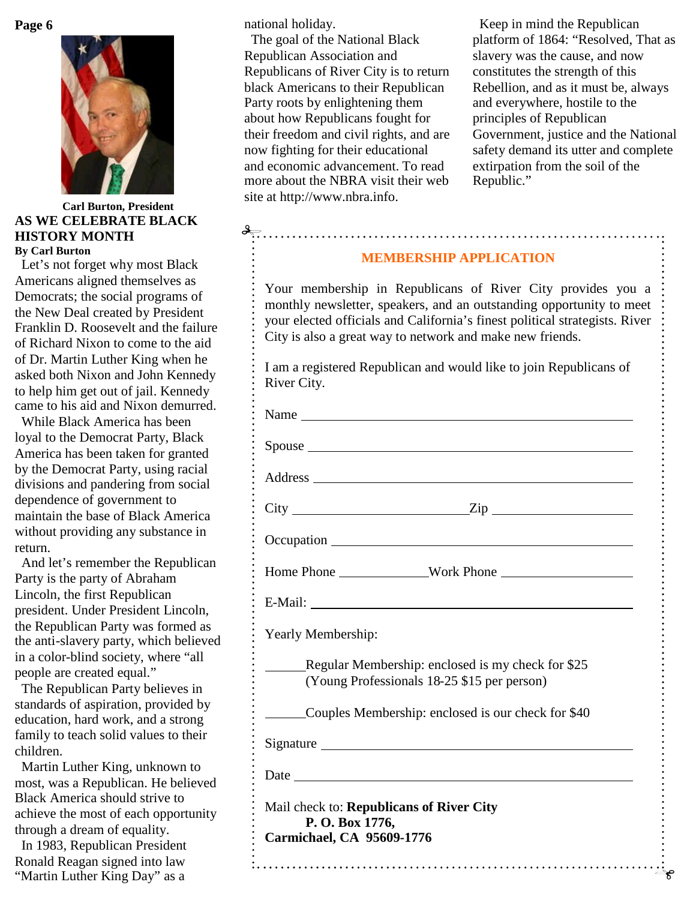Carl Burton, President

## AS WE CELEBRATE BLACK HISTORY MONTH

**By Carl Burton**

Let's not forget why most Black Americans aligned themselves as Democrats; the social programs of the New Deal created by President Franklin D. Roosevelt and the failure of Richard Nixon to come to the aid of Dr. Martin Luther King when he asked both Nixon and John Kennedy to help him get out of jail. Kennedy came to his aid and Nixon demurred.

While Black America has been loyal to the Democrat Party, Black America has been taken for granted by the Democrat Party, using racial divisions and pandering from social dependence of government to maintain the base of Black America without providing any substance in return.

And let's remember the Republican Party is the party of Abraham Lincoln, the first Republican president. Under President Lincoln, the Republican Party was formed as the anti-slavery party, which believed in a color-blind society, where "all people are created equal."

The Republican Party believes in standards of aspiration, provided by education, hard work, and a strong family to teach solid values to their children.

Martin Luther King, unknown to most, was a Republican. He believed Black America should strive to achieve the most of each opportunity through a dream of equality.

In 1983, Republican President Ronald Reagan signed into law "Martin Luther King Day" as a national holiday.

The goal of the National Black Republican Association and Republicans of River City is to return black Americans to their Republican Party roots by enlightening them about how Republicans fought for their freedom and civil rights, and are now fighting for their educational and economic advancement. To read more about the NBRA visit their web site at http://www.nbra.info.

Keep in mind the Republican platform of 1864: "Resolved, That as slavery was the cause, and now constitutes the strength of this Rebellion, and as it must be, always and everywhere, hostile to the principles of Republican Government, justice and the National safety demand its utter and complete extirpation from the soil of the Republic."

---

## MEMBERSHIP APPLICATION

Your membership in Republicans of River City provides you a monthly newsletter, speakers, and an outstanding opportunity to meet your elected officials and California's finest political strategists. River City is also a great way to network and make new friends.

I am a registered Republican and would like to join Republicans of River City.

Name ____________________________

Spouse ____________________________

Address ____________________________

City ______________ Zip ______________

Occupation ____________________________

Home Phone ____________ Work Phone ____________

E-Mail: ____________________________

Yearly Membership:

______Regular Membership: enclosed is my check for $25
(Young Professionals 18-25 $15 per person)

______Couples Membership: enclosed is our check for $40

Signature ____________________________

Date ____________________________

Mail check to: **Republicans of River City**
**P. O. Box 1776,**
**Carmichael, CA 95609-1776**